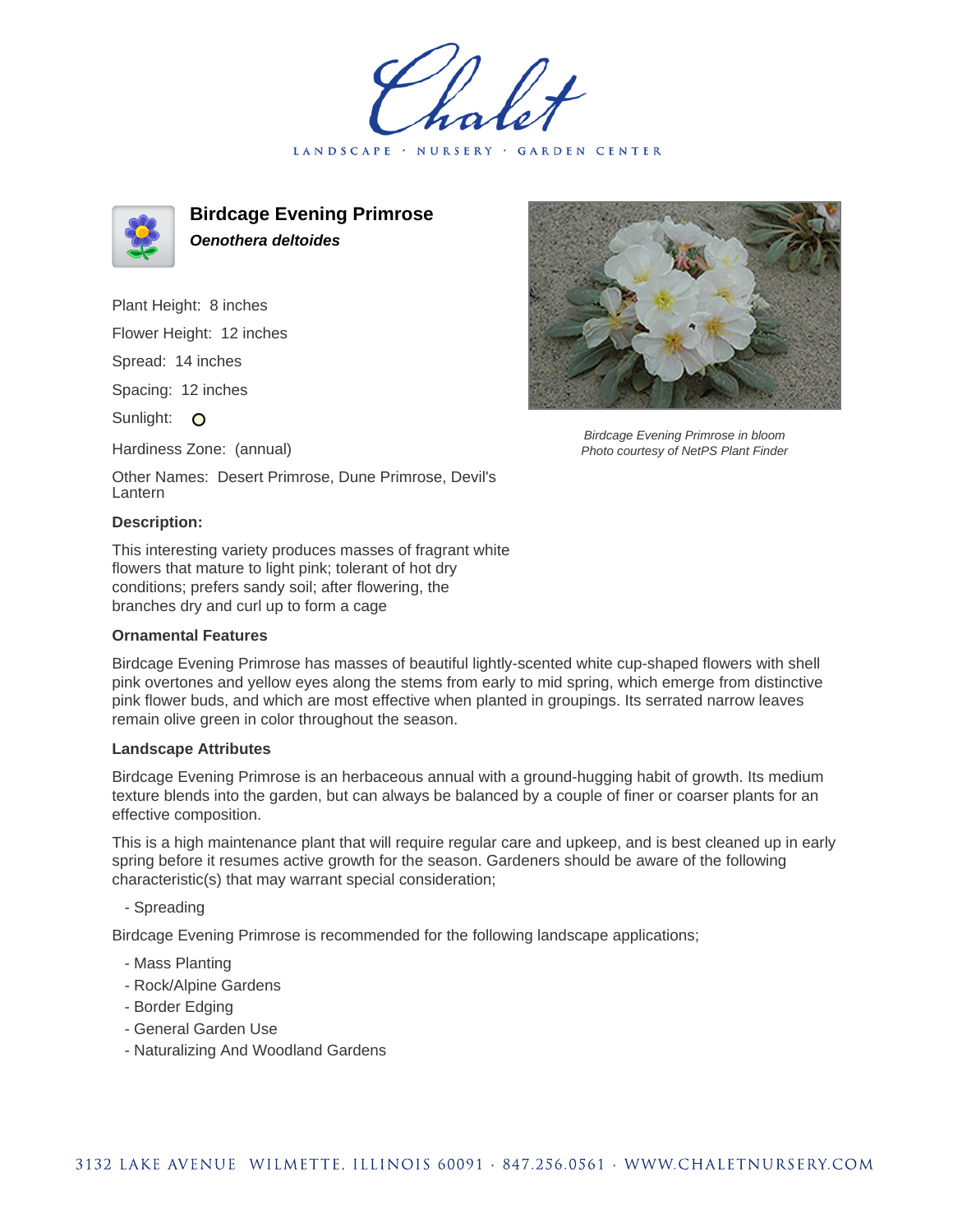Chalet

LANDSCAPE · NURSERY · GARDEN CENTER

## Birdcage Evening Primrose

***Oenothera deltoides***

Plant Height: 8 inches

Flower Height: 12 inches

Spread: 14 inches

Spacing: 12 inches

Sunlight: O

Hardiness Zone: (annual)

Other Names: Desert Primrose, Dune Primrose, Devil's Lantern

*Birdcage Evening Primrose in bloom*
*Photo courtesy of NetPS Plant Finder*

### Description:

This interesting variety produces masses of fragrant white flowers that mature to light pink; tolerant of hot dry conditions; prefers sandy soil; after flowering, the branches dry and curl up to form a cage

### Ornamental Features

Birdcage Evening Primrose has masses of beautiful lightly-scented white cup-shaped flowers with shell pink overtones and yellow eyes along the stems from early to mid spring, which emerge from distinctive pink flower buds, and which are most effective when planted in groupings. Its serrated narrow leaves remain olive green in color throughout the season.

### Landscape Attributes

Birdcage Evening Primrose is an herbaceous annual with a ground-hugging habit of growth. Its medium texture blends into the garden, but can always be balanced by a couple of finer or coarser plants for an effective composition.

This is a high maintenance plant that will require regular care and upkeep, and is best cleaned up in early spring before it resumes active growth for the season. Gardeners should be aware of the following characteristic(s) that may warrant special consideration;

- Spreading

Birdcage Evening Primrose is recommended for the following landscape applications;

- Mass Planting
- Rock/Alpine Gardens
- Border Edging
- General Garden Use
- Naturalizing And Woodland Gardens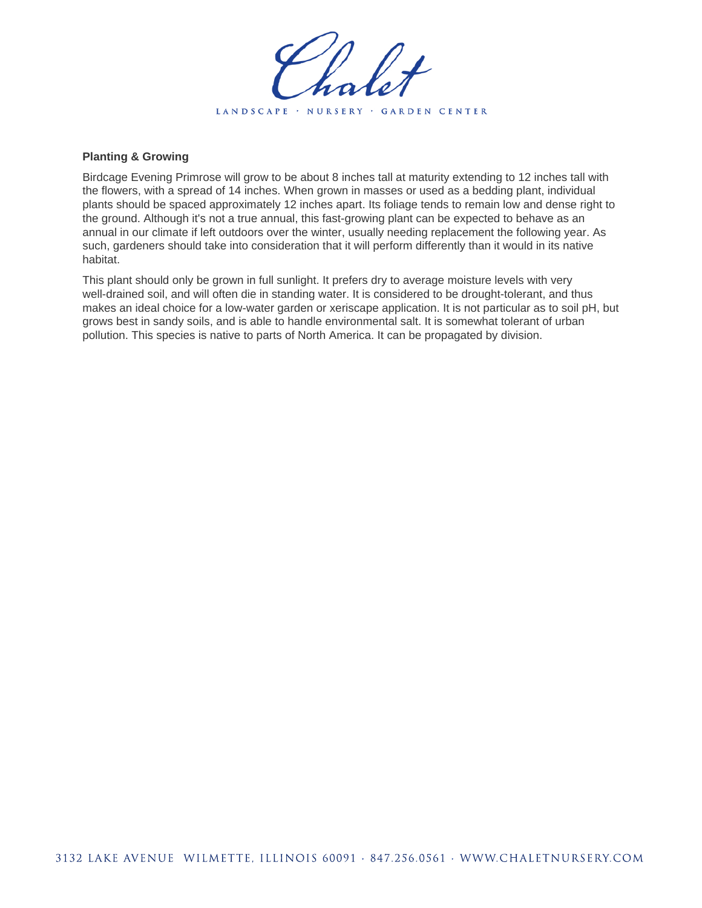**Planting & Growing**

Birdcage Evening Primrose will grow to be about 8 inches tall at maturity extending to 12 inches tall with the flowers, with a spread of 14 inches. When grown in masses or used as a bedding plant, individual plants should be spaced approximately 12 inches apart. Its foliage tends to remain low and dense right to the ground. Although it's not a true annual, this fast-growing plant can be expected to behave as an annual in our climate if left outdoors over the winter, usually needing replacement the following year. As such, gardeners should take into consideration that it will perform differently than it would in its native habitat.

This plant should only be grown in full sunlight. It prefers dry to average moisture levels with very well-drained soil, and will often die in standing water. It is considered to be drought-tolerant, and thus makes an ideal choice for a low-water garden or xeriscape application. It is not particular as to soil pH, but grows best in sandy soils, and is able to handle environmental salt. It is somewhat tolerant of urban pollution. This species is native to parts of North America. It can be propagated by division.